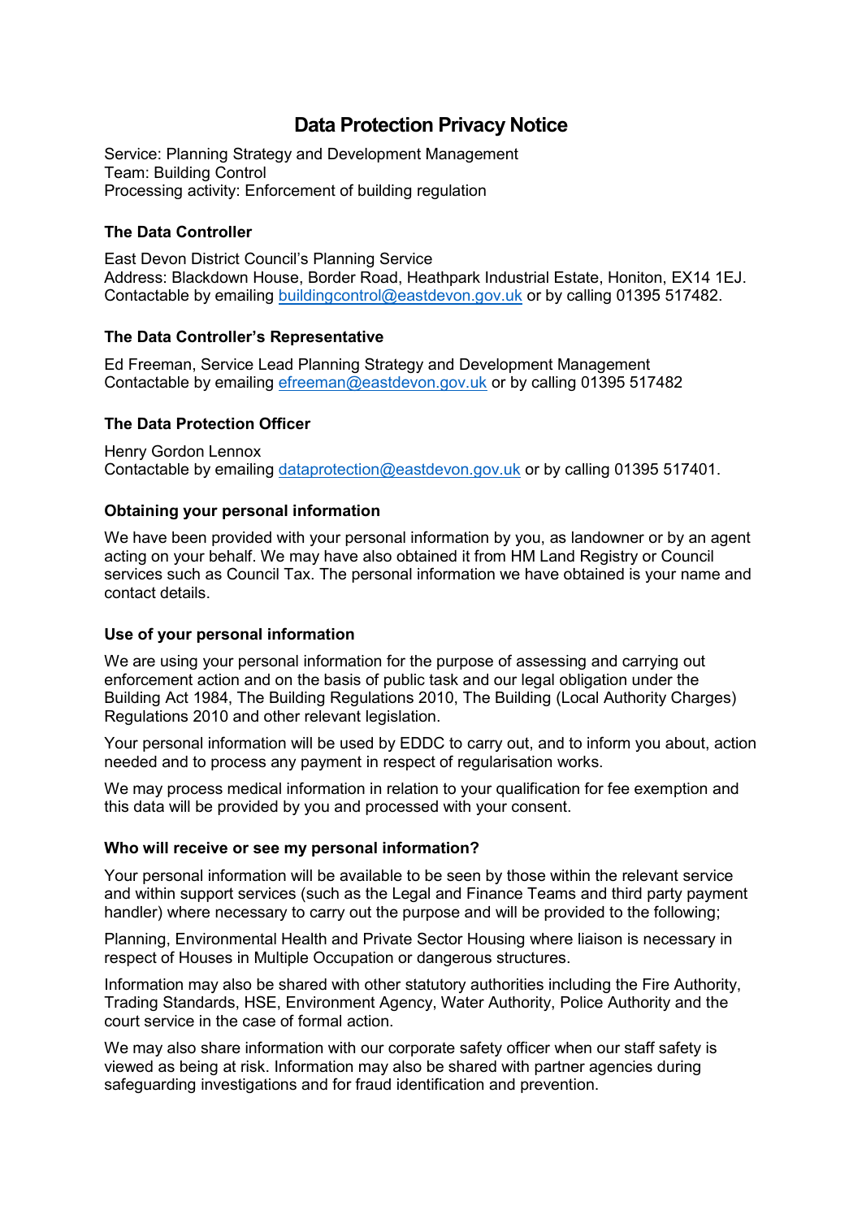# Data Protection Privacy Notice

Service: Planning Strategy and Development Management
Team: Building Control
Processing activity: Enforcement of building regulation

### The Data Controller

East Devon District Council's Planning Service
Address: Blackdown House, Border Road, Heathpark Industrial Estate, Honiton, EX14 1EJ.
Contactable by emailing buildingcontrol@eastdevon.gov.uk or by calling 01395 517482.

### The Data Controller's Representative

Ed Freeman, Service Lead Planning Strategy and Development Management
Contactable by emailing efreeman@eastdevon.gov.uk or by calling 01395 517482

### The Data Protection Officer

Henry Gordon Lennox
Contactable by emailing dataprotection@eastdevon.gov.uk or by calling 01395 517401.

### Obtaining your personal information

We have been provided with your personal information by you, as landowner or by an agent acting on your behalf. We may have also obtained it from HM Land Registry or Council services such as Council Tax. The personal information we have obtained is your name and contact details.

### Use of your personal information

We are using your personal information for the purpose of assessing and carrying out enforcement action and on the basis of public task and our legal obligation under the Building Act 1984, The Building Regulations 2010, The Building (Local Authority Charges) Regulations 2010 and other relevant legislation.

Your personal information will be used by EDDC to carry out, and to inform you about, action needed and to process any payment in respect of regularisation works.

We may process medical information in relation to your qualification for fee exemption and this data will be provided by you and processed with your consent.

### Who will receive or see my personal information?

Your personal information will be available to be seen by those within the relevant service and within support services (such as the Legal and Finance Teams and third party payment handler) where necessary to carry out the purpose and will be provided to the following;

Planning, Environmental Health and Private Sector Housing where liaison is necessary in respect of Houses in Multiple Occupation or dangerous structures.

Information may also be shared with other statutory authorities including the Fire Authority, Trading Standards, HSE, Environment Agency, Water Authority, Police Authority and the court service in the case of formal action.

We may also share information with our corporate safety officer when our staff safety is viewed as being at risk. Information may also be shared with partner agencies during safeguarding investigations and for fraud identification and prevention.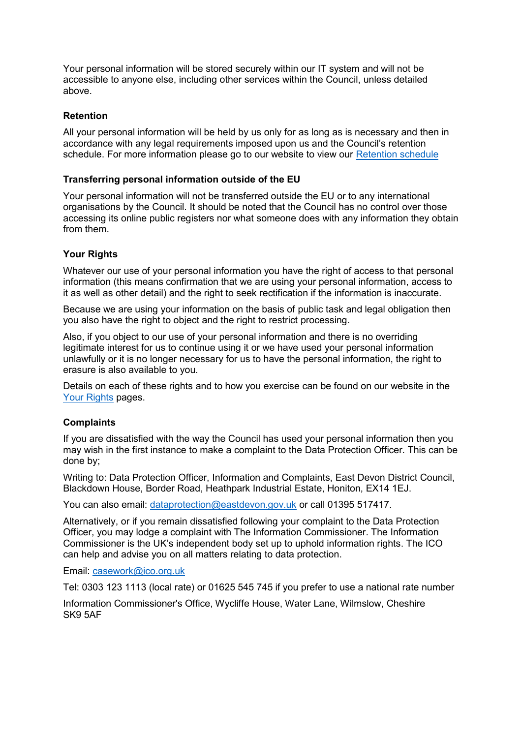Your personal information will be stored securely within our IT system and will not be accessible to anyone else, including other services within the Council, unless detailed above.

### Retention

All your personal information will be held by us only for as long as is necessary and then in accordance with any legal requirements imposed upon us and the Council's retention schedule. For more information please go to our website to view our [Retention schedule]()

### Transferring personal information outside of the EU

Your personal information will not be transferred outside the EU or to any international organisations by the Council. It should be noted that the Council has no control over those accessing its online public registers nor what someone does with any information they obtain from them.

### Your Rights

Whatever our use of your personal information you have the right of access to that personal information (this means confirmation that we are using your personal information, access to it as well as other detail) and the right to seek rectification if the information is inaccurate.

Because we are using your information on the basis of public task and legal obligation then you also have the right to object and the right to restrict processing.

Also, if you object to our use of your personal information and there is no overriding legitimate interest for us to continue using it or we have used your personal information unlawfully or it is no longer necessary for us to have the personal information, the right to erasure is also available to you.

Details on each of these rights and to how you exercise can be found on our website in the [Your Rights]() pages.

### Complaints

If you are dissatisfied with the way the Council has used your personal information then you may wish in the first instance to make a complaint to the Data Protection Officer. This can be done by;

Writing to: Data Protection Officer, Information and Complaints, East Devon District Council, Blackdown House, Border Road, Heathpark Industrial Estate, Honiton, EX14 1EJ.

You can also email: dataprotection@eastdevon.gov.uk or call 01395 517417.

Alternatively, or if you remain dissatisfied following your complaint to the Data Protection Officer, you may lodge a complaint with The Information Commissioner. The Information Commissioner is the UK's independent body set up to uphold information rights. The ICO can help and advise you on all matters relating to data protection.

Email: casework@ico.org.uk

Tel: 0303 123 1113 (local rate) or 01625 545 745 if you prefer to use a national rate number

Information Commissioner's Office, Wycliffe House, Water Lane, Wilmslow, Cheshire SK9 5AF